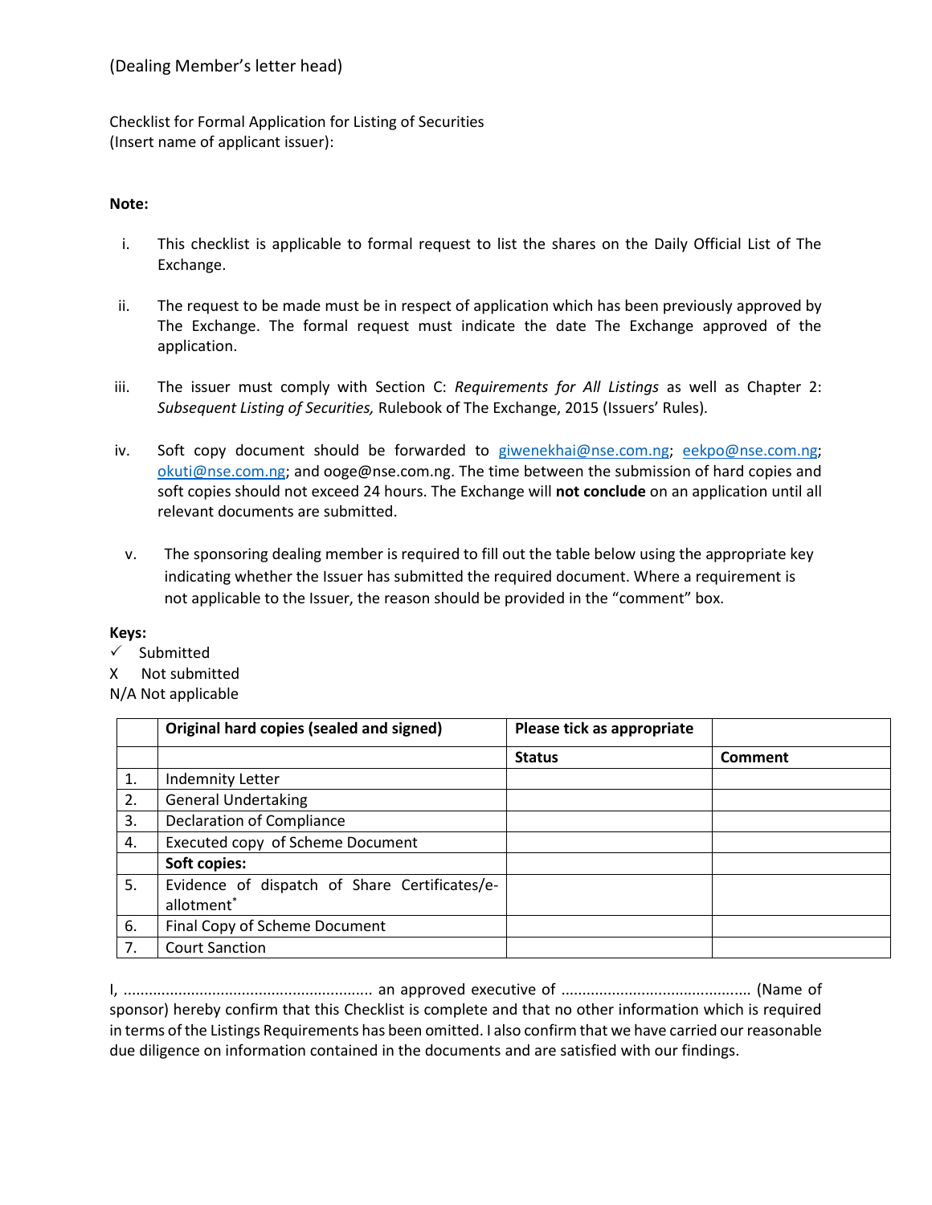(Dealing Member's letter head)

Checklist for Formal Application for Listing of Securities
(Insert name of applicant issuer):

**Note:**

i. This checklist is applicable to formal request to list the shares on the Daily Official List of The Exchange.

ii. The request to be made must be in respect of application which has been previously approved by The Exchange. The formal request must indicate the date The Exchange approved of the application.

iii. The issuer must comply with Section C: *Requirements for All Listings* as well as Chapter 2: *Subsequent Listing of Securities,* Rulebook of The Exchange, 2015 (Issuers' Rules).

iv. Soft copy document should be forwarded to giwenekhai@nse.com.ng; eekpo@nse.com.ng; okuti@nse.com.ng; and ooge@nse.com.ng. The time between the submission of hard copies and soft copies should not exceed 24 hours. The Exchange will **not conclude** on an application until all relevant documents are submitted.

v. The sponsoring dealing member is required to fill out the table below using the appropriate key indicating whether the Issuer has submitted the required document. Where a requirement is not applicable to the Issuer, the reason should be provided in the "comment" box.

**Keys:**
✓ Submitted
X Not submitted
N/A Not applicable

| | **Original hard copies (sealed and signed)** | **Please tick as appropriate** | |
|---|---|---|---|
| | | **Status** | **Comment** |
| 1. | Indemnity Letter | | |
| 2. | General Undertaking | | |
| 3. | Declaration of Compliance | | |
| 4. | Executed copy of Scheme Document | | |
| | **Soft copies:** | | |
| 5. | Evidence of dispatch of Share Certificates/e-allotment* | | |
| 6. | Final Copy of Scheme Document | | |
| 7. | Court Sanction | | |

I, ........................................................ an approved executive of ........................................... (Name of sponsor) hereby confirm that this Checklist is complete and that no other information which is required in terms of the Listings Requirements has been omitted. I also confirm that we have carried our reasonable due diligence on information contained in the documents and are satisfied with our findings.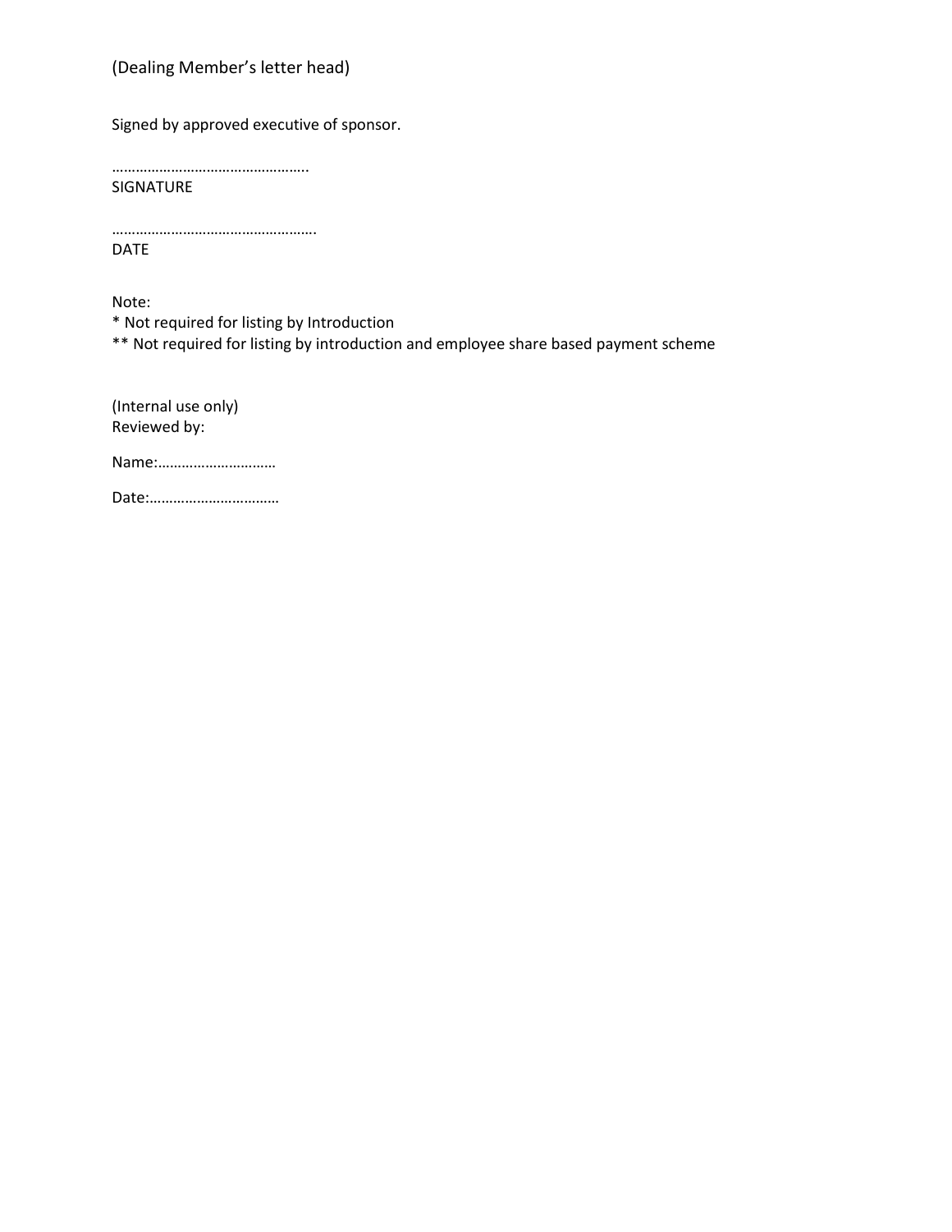(Dealing Member's letter head)

Signed by approved executive of sponsor.

…………………………………………..
SIGNATURE

…………………………………………….
DATE

Note:
* Not required for listing by Introduction
** Not required for listing by introduction and employee share based payment scheme

(Internal use only)
Reviewed by:

Name:…………………………

Date:……………………………